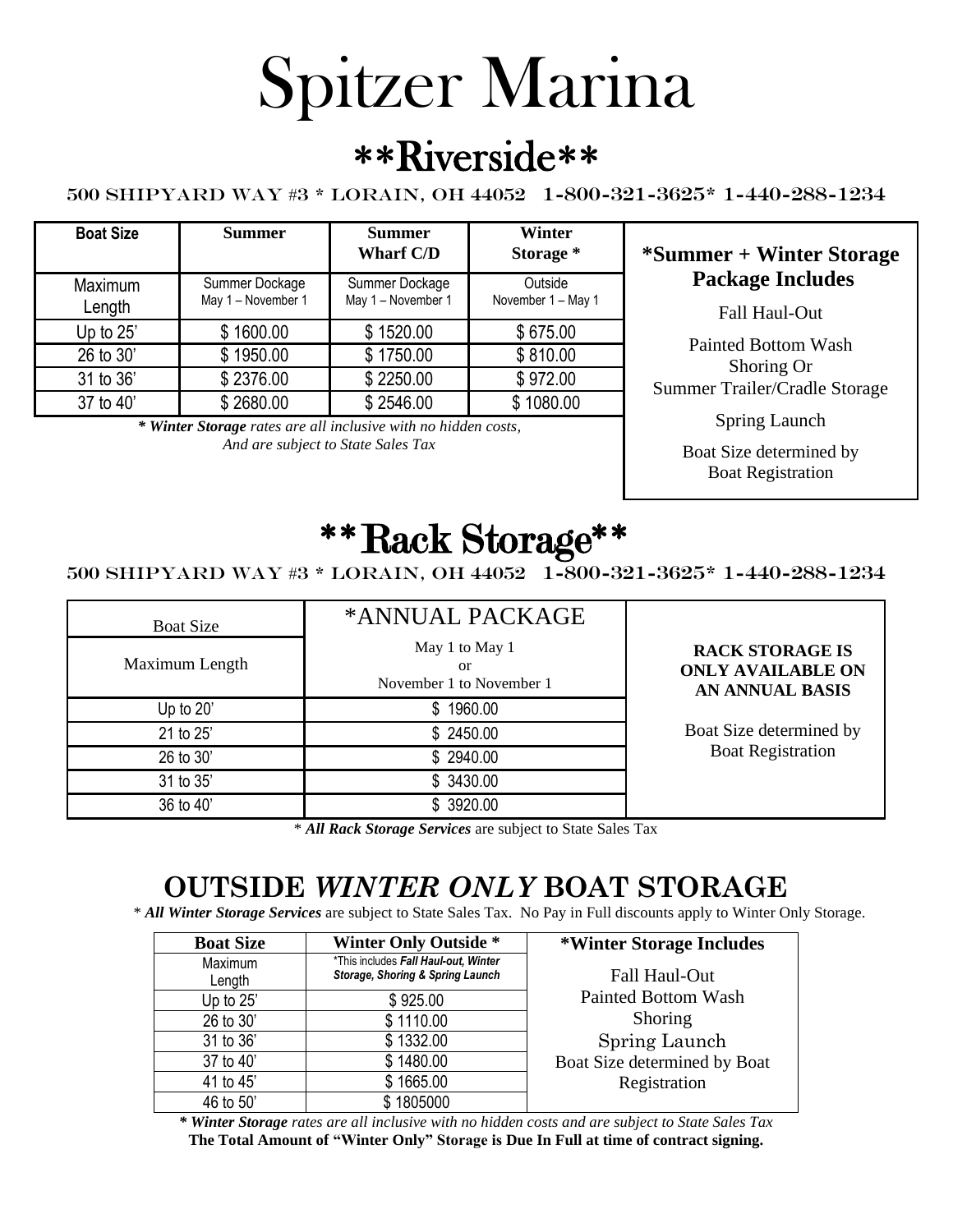# Spitzer Marina

## **Riverside**

500 SHIPYARD WAY #3 * LORAIN, OH 44052 1-800-321-3625* 1-440-288-1234

| Boat Size | Summer | Summer Wharf C/D | Winter Storage * |
|---|---|---|---|
| Maximum Length | Summer Dockage May 1 – November 1 | Summer Dockage May 1 – November 1 | Outside November 1 – May 1 |
| Up to 25' | $ 1600.00 | $ 1520.00 | $ 675.00 |
| 26 to 30' | $ 1950.00 | $ 1750.00 | $ 810.00 |
| 31 to 36' | $ 2376.00 | $ 2250.00 | $ 972.00 |
| 37 to 40' | $ 2680.00 | $ 2546.00 | $ 1080.00 |

***Winter Storage*** *rates are all inclusive with no hidden costs, And are subject to State Sales Tax*

**\*Summer + Winter Storage Package Includes**

Fall Haul-Out

Painted Bottom Wash Shoring Or Summer Trailer/Cradle Storage

Spring Launch

Boat Size determined by Boat Registration

## **Rack Storage**

500 SHIPYARD WAY #3 * LORAIN, OH 44052 1-800-321-3625* 1-440-288-1234

| Boat Size | *ANNUAL PACKAGE |
|---|---|
| Maximum Length | May 1 to May 1 or November 1 to November 1 |
| Up to 20' | $ 1960.00 |
| 21 to 25' | $ 2450.00 |
| 26 to 30' | $ 2940.00 |
| 31 to 35' | $ 3430.00 |
| 36 to 40' | $ 3920.00 |

**RACK STORAGE IS ONLY AVAILABLE ON AN ANNUAL BASIS**

Boat Size determined by Boat Registration

\* ***All Rack Storage Services*** are subject to State Sales Tax

## OUTSIDE *WINTER ONLY* BOAT STORAGE

\* ***All Winter Storage Services*** are subject to State Sales Tax. No Pay in Full discounts apply to Winter Only Storage.

| Boat Size | Winter Only Outside * |
|---|---|
| Maximum Length | *This includes ***Fall Haul-out, Winter Storage, Shoring & Spring Launch*** |
| Up to 25' | $ 925.00 |
| 26 to 30' | $ 1110.00 |
| 31 to 36' | $ 1332.00 |
| 37 to 40' | $ 1480.00 |
| 41 to 45' | $ 1665.00 |
| 46 to 50' | $ 1805000 |

**\*Winter Storage Includes**

Fall Haul-Out
Painted Bottom Wash
Shoring
Spring Launch
Boat Size determined by Boat Registration

***\* Winter Storage*** *rates are all inclusive with no hidden costs and are subject to State Sales Tax*

**The Total Amount of "Winter Only" Storage is Due In Full at time of contract signing.**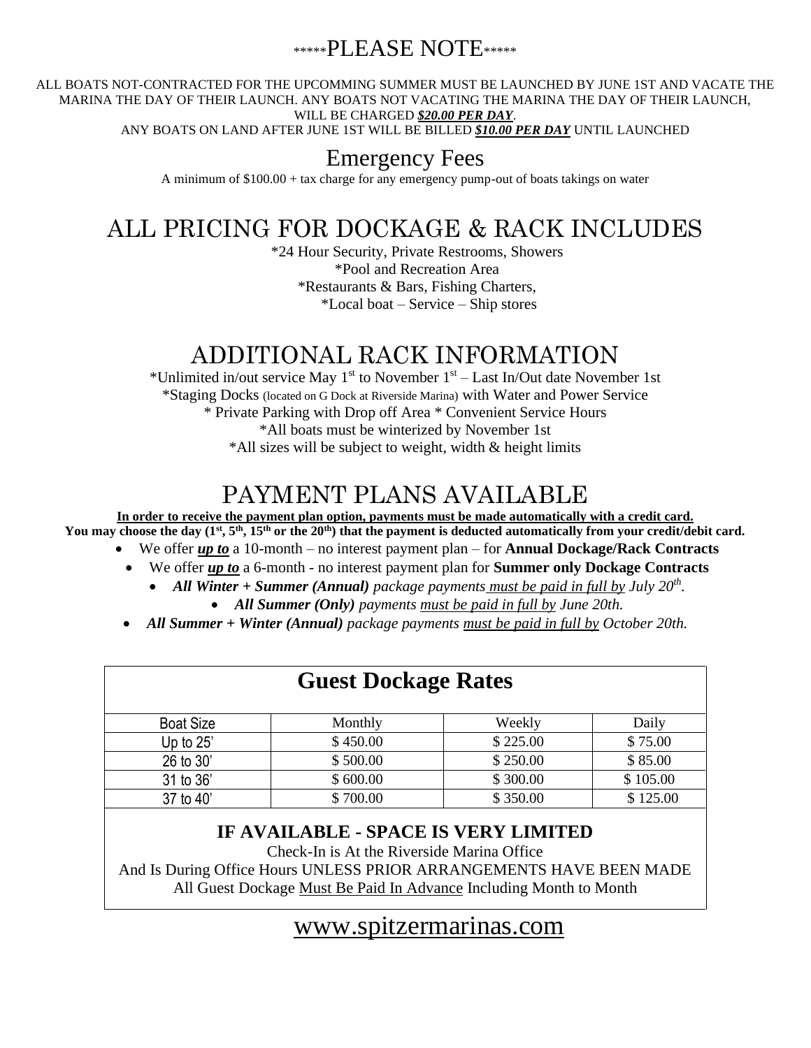# \*\*\*\*\*PLEASE NOTE\*\*\*\*\*

ALL BOATS NOT-CONTRACTED FOR THE UPCOMMING SUMMER MUST BE LAUNCHED BY JUNE 1ST AND VACATE THE MARINA THE DAY OF THEIR LAUNCH. ANY BOATS NOT VACATING THE MARINA THE DAY OF THEIR LAUNCH, WILL BE CHARGED ***$20.00 PER DAY***.

ANY BOATS ON LAND AFTER JUNE 1ST WILL BE BILLED ***$10.00 PER DAY*** UNTIL LAUNCHED

## Emergency Fees

A minimum of $100.00 + tax charge for any emergency pump-out of boats takings on water

# ALL PRICING FOR DOCKAGE & RACK INCLUDES

*24 Hour Security, Private Restrooms, Showers
*Pool and Recreation Area
*Restaurants & Bars, Fishing Charters,
*Local boat – Service – Ship stores

# ADDITIONAL RACK INFORMATION

*Unlimited in/out service May 1st to November 1st – Last In/Out date November 1st
*Staging Docks (located on G Dock at Riverside Marina) with Water and Power Service
* Private Parking with Drop off Area * Convenient Service Hours
*All boats must be winterized by November 1st
*All sizes will be subject to weight, width & height limits

# PAYMENT PLANS AVAILABLE

**In order to receive the payment plan option, payments must be made automatically with a credit card.**

**You may choose the day (1st, 5th, 15th or the 20th) that the payment is deducted automatically from your credit/debit card.**

- We offer ***up to*** a 10-month – no interest payment plan – for **Annual Dockage/Rack Contracts**
- We offer ***up to*** a 6-month - no interest payment plan for **Summer only Dockage Contracts**
- ***All Winter + Summer (Annual)*** *package payments must be paid in full by July 20th.*
- ***All Summer (Only)*** *payments must be paid in full by June 20th.*
- ***All Summer + Winter (Annual)*** *package payments must be paid in full by October 20th.*

## Guest Dockage Rates

| Boat Size | Monthly | Weekly | Daily |
|---|---|---|---|
| Up to 25' | $ 450.00 | $ 225.00 | $ 75.00 |
| 26 to 30' | $ 500.00 | $ 250.00 | $ 85.00 |
| 31 to 36' | $ 600.00 | $ 300.00 | $ 105.00 |
| 37 to 40' | $ 700.00 | $ 350.00 | $ 125.00 |

**IF AVAILABLE - SPACE IS VERY LIMITED**

Check-In is At the Riverside Marina Office
And Is During Office Hours UNLESS PRIOR ARRANGEMENTS HAVE BEEN MADE
All Guest Dockage Must Be Paid In Advance Including Month to Month

www.spitzermarinas.com